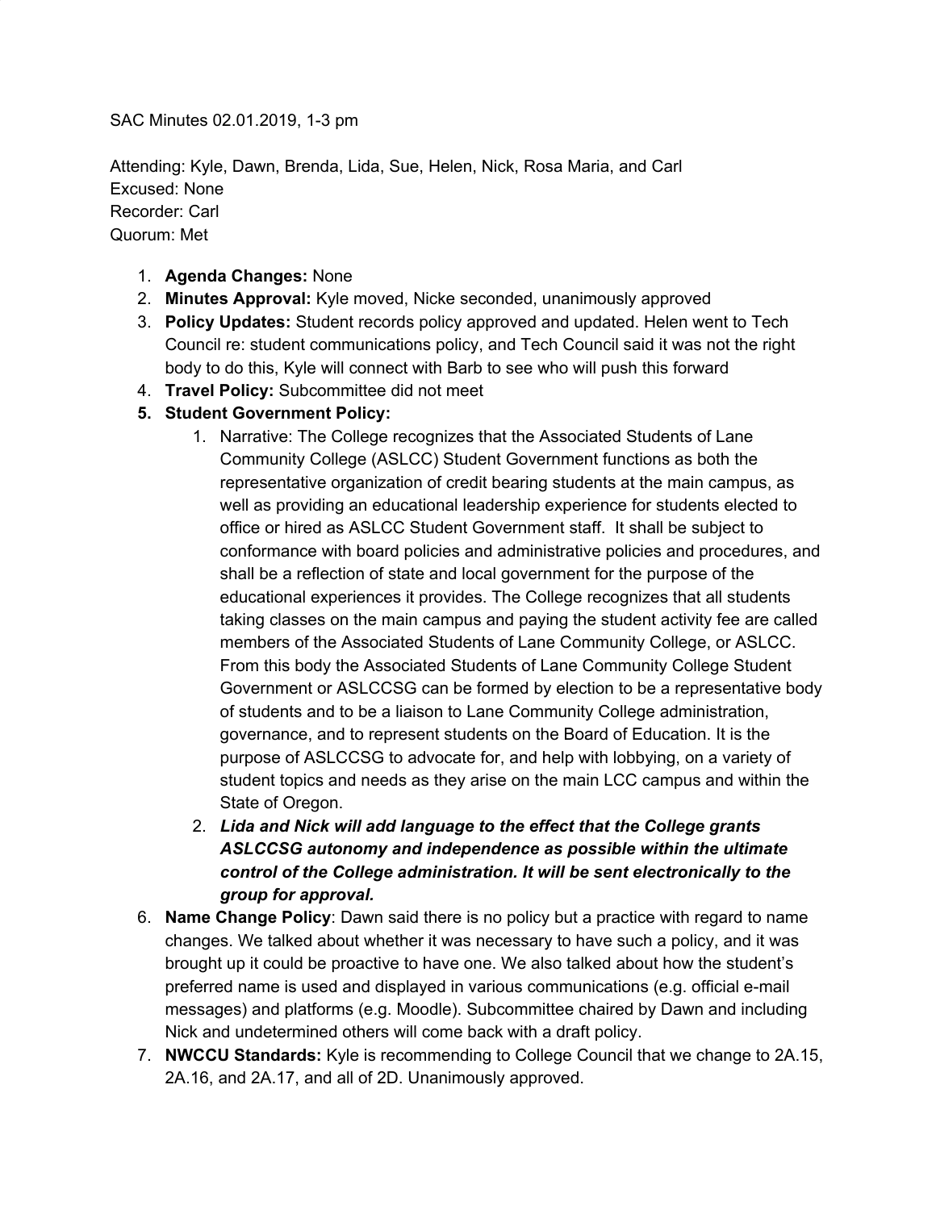SAC Minutes 02.01.2019, 1-3 pm

Attending: Kyle, Dawn, Brenda, Lida, Sue, Helen, Nick, Rosa Maria, and Carl
Excused: None
Recorder: Carl
Quorum: Met

1. **Agenda Changes:** None
2. **Minutes Approval:** Kyle moved, Nicke seconded, unanimously approved
3. **Policy Updates:** Student records policy approved and updated. Helen went to Tech Council re: student communications policy, and Tech Council said it was not the right body to do this, Kyle will connect with Barb to see who will push this forward
4. **Travel Policy:** Subcommittee did not meet
5. **Student Government Policy:**
   1. Narrative: The College recognizes that the Associated Students of Lane Community College (ASLCC) Student Government functions as both the representative organization of credit bearing students at the main campus, as well as providing an educational leadership experience for students elected to office or hired as ASLCC Student Government staff. It shall be subject to conformance with board policies and administrative policies and procedures, and shall be a reflection of state and local government for the purpose of the educational experiences it provides. The College recognizes that all students taking classes on the main campus and paying the student activity fee are called members of the Associated Students of Lane Community College, or ASLCC. From this body the Associated Students of Lane Community College Student Government or ASLCCSG can be formed by election to be a representative body of students and to be a liaison to Lane Community College administration, governance, and to represent students on the Board of Education. It is the purpose of ASLCCSG to advocate for, and help with lobbying, on a variety of student topics and needs as they arise on the main LCC campus and within the State of Oregon.
   2. ***Lida and Nick will add language to the effect that the College grants ASLCCSG autonomy and independence as possible within the ultimate control of the College administration. It will be sent electronically to the group for approval.***
6. **Name Change Policy**: Dawn said there is no policy but a practice with regard to name changes. We talked about whether it was necessary to have such a policy, and it was brought up it could be proactive to have one. We also talked about how the student's preferred name is used and displayed in various communications (e.g. official e-mail messages) and platforms (e.g. Moodle). Subcommittee chaired by Dawn and including Nick and undetermined others will come back with a draft policy.
7. **NWCCU Standards:** Kyle is recommending to College Council that we change to 2A.15, 2A.16, and 2A.17, and all of 2D. Unanimously approved.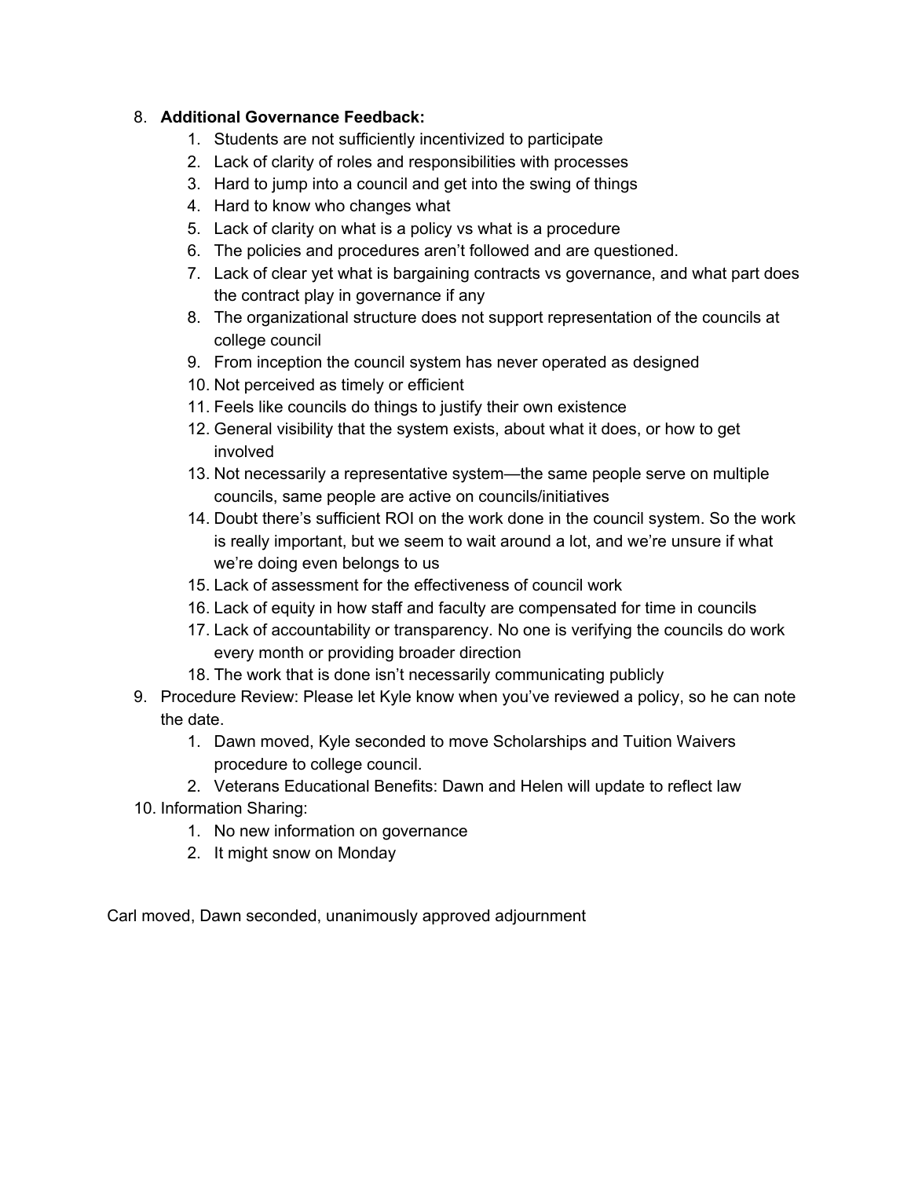8. **Additional Governance Feedback:**
    1. Students are not sufficiently incentivized to participate
    2. Lack of clarity of roles and responsibilities with processes
    3. Hard to jump into a council and get into the swing of things
    4. Hard to know who changes what
    5. Lack of clarity on what is a policy vs what is a procedure
    6. The policies and procedures aren't followed and are questioned.
    7. Lack of clear yet what is bargaining contracts vs governance, and what part does the contract play in governance if any
    8. The organizational structure does not support representation of the councils at college council
    9. From inception the council system has never operated as designed
    10. Not perceived as timely or efficient
    11. Feels like councils do things to justify their own existence
    12. General visibility that the system exists, about what it does, or how to get involved
    13. Not necessarily a representative system—the same people serve on multiple councils, same people are active on councils/initiatives
    14. Doubt there's sufficient ROI on the work done in the council system. So the work is really important, but we seem to wait around a lot, and we're unsure if what we're doing even belongs to us
    15. Lack of assessment for the effectiveness of council work
    16. Lack of equity in how staff and faculty are compensated for time in councils
    17. Lack of accountability or transparency. No one is verifying the councils do work every month or providing broader direction
    18. The work that is done isn't necessarily communicating publicly
9. Procedure Review: Please let Kyle know when you've reviewed a policy, so he can note the date.
    1. Dawn moved, Kyle seconded to move Scholarships and Tuition Waivers procedure to college council.
    2. Veterans Educational Benefits: Dawn and Helen will update to reflect law
10. Information Sharing:
    1. No new information on governance
    2. It might snow on Monday

Carl moved, Dawn seconded, unanimously approved adjournment